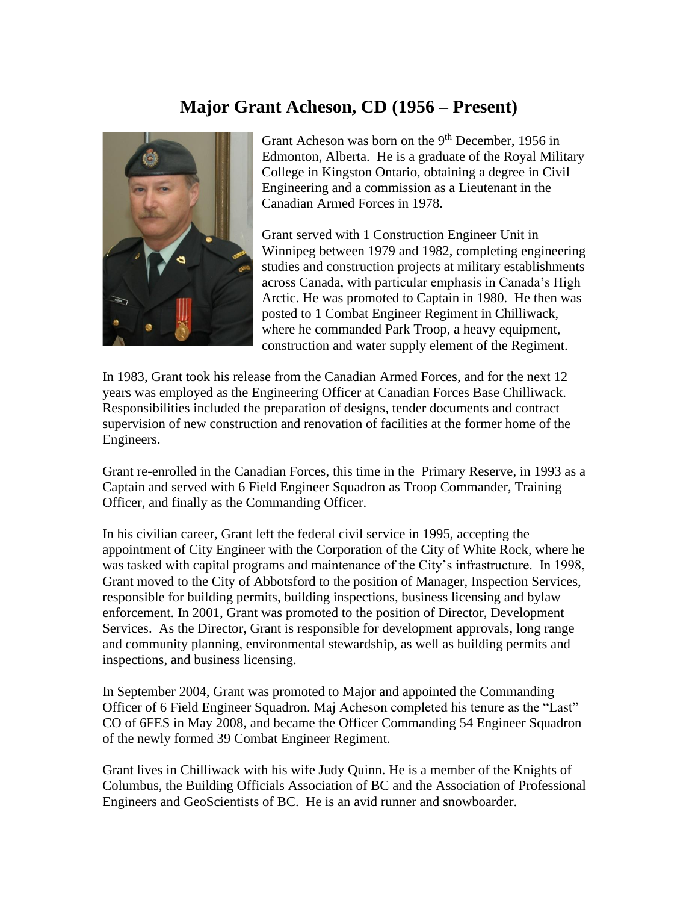# Major Grant Acheson, CD (1956 – Present)

Grant Acheson was born on the 9th December, 1956 in Edmonton, Alberta. He is a graduate of the Royal Military College in Kingston Ontario, obtaining a degree in Civil Engineering and a commission as a Lieutenant in the Canadian Armed Forces in 1978.

Grant served with 1 Construction Engineer Unit in Winnipeg between 1979 and 1982, completing engineering studies and construction projects at military establishments across Canada, with particular emphasis in Canada's High Arctic. He was promoted to Captain in 1980. He then was posted to 1 Combat Engineer Regiment in Chilliwack, where he commanded Park Troop, a heavy equipment, construction and water supply element of the Regiment.

In 1983, Grant took his release from the Canadian Armed Forces, and for the next 12 years was employed as the Engineering Officer at Canadian Forces Base Chilliwack. Responsibilities included the preparation of designs, tender documents and contract supervision of new construction and renovation of facilities at the former home of the Engineers.

Grant re-enrolled in the Canadian Forces, this time in the Primary Reserve, in 1993 as a Captain and served with 6 Field Engineer Squadron as Troop Commander, Training Officer, and finally as the Commanding Officer.

In his civilian career, Grant left the federal civil service in 1995, accepting the appointment of City Engineer with the Corporation of the City of White Rock, where he was tasked with capital programs and maintenance of the City's infrastructure. In 1998, Grant moved to the City of Abbotsford to the position of Manager, Inspection Services, responsible for building permits, building inspections, business licensing and bylaw enforcement. In 2001, Grant was promoted to the position of Director, Development Services. As the Director, Grant is responsible for development approvals, long range and community planning, environmental stewardship, as well as building permits and inspections, and business licensing.

In September 2004, Grant was promoted to Major and appointed the Commanding Officer of 6 Field Engineer Squadron. Maj Acheson completed his tenure as the "Last" CO of 6FES in May 2008, and became the Officer Commanding 54 Engineer Squadron of the newly formed 39 Combat Engineer Regiment.

Grant lives in Chilliwack with his wife Judy Quinn. He is a member of the Knights of Columbus, the Building Officials Association of BC and the Association of Professional Engineers and GeoScientists of BC. He is an avid runner and snowboarder.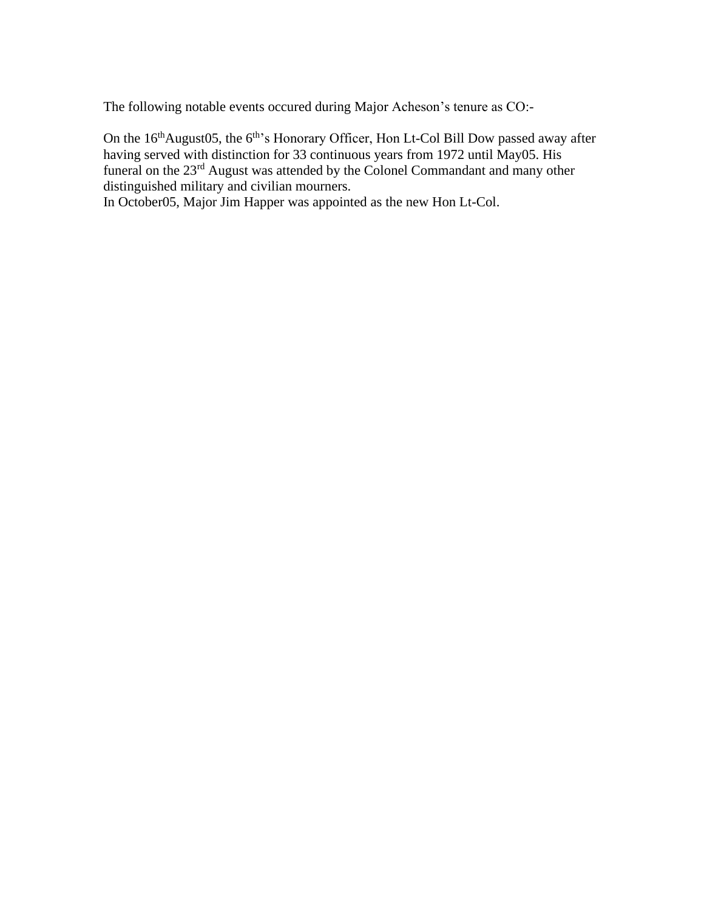The following notable events occured during Major Acheson's tenure as CO:-

On the 16thAugust05, the 6th's Honorary Officer, Hon Lt-Col Bill Dow passed away after having served with distinction for 33 continuous years from 1972 until May05. His funeral on the 23rd August was attended by the Colonel Commandant and many other distinguished military and civilian mourners.
In October05, Major Jim Happer was appointed as the new Hon Lt-Col.